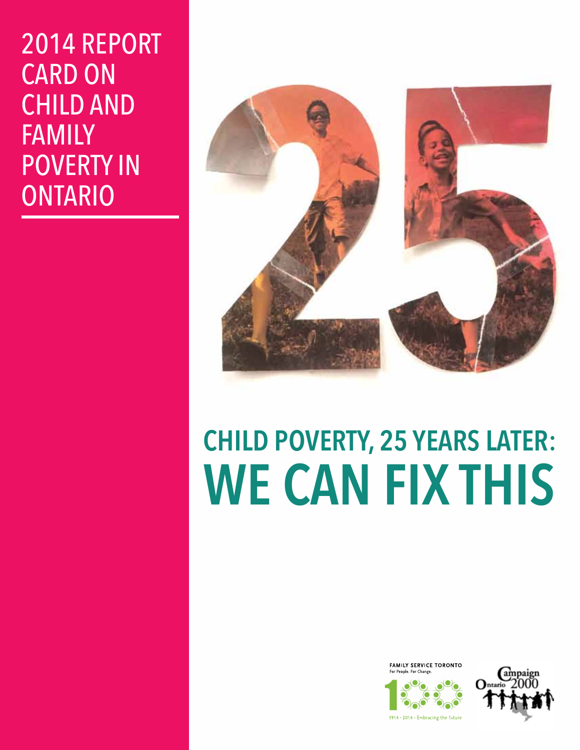# 2014 REPORT CARD ON CHILD AND FAMILY POVERTY IN ONTARIO

## CHILD POVERTY, 25 YEARS LATER: WE CAN FIX THIS

FAMILY SERVICE TORONTO
For People. For Change.

1914 • 2014 • Embracing the future

Campaign 2000 Ontario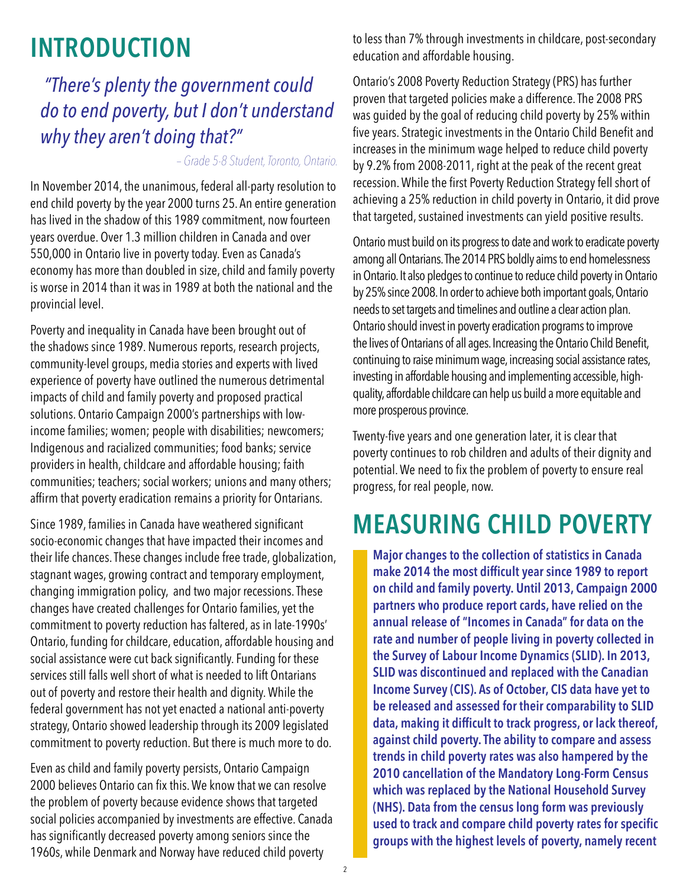# INTRODUCTION

*"There's plenty the government could do to end poverty, but I don't understand why they aren't doing that?"*

*– Grade 5-8 Student, Toronto, Ontario.*

In November 2014, the unanimous, federal all-party resolution to end child poverty by the year 2000 turns 25. An entire generation has lived in the shadow of this 1989 commitment, now fourteen years overdue. Over 1.3 million children in Canada and over 550,000 in Ontario live in poverty today. Even as Canada's economy has more than doubled in size, child and family poverty is worse in 2014 than it was in 1989 at both the national and the provincial level.

Poverty and inequality in Canada have been brought out of the shadows since 1989. Numerous reports, research projects, community-level groups, media stories and experts with lived experience of poverty have outlined the numerous detrimental impacts of child and family poverty and proposed practical solutions. Ontario Campaign 2000's partnerships with low-income families; women; people with disabilities; newcomers; Indigenous and racialized communities; food banks; service providers in health, childcare and affordable housing; faith communities; teachers; social workers; unions and many others; affirm that poverty eradication remains a priority for Ontarians.

Since 1989, families in Canada have weathered significant socio-economic changes that have impacted their incomes and their life chances. These changes include free trade, globalization, stagnant wages, growing contract and temporary employment, changing immigration policy, and two major recessions. These changes have created challenges for Ontario families, yet the commitment to poverty reduction has faltered, as in late-1990s' Ontario, funding for childcare, education, affordable housing and social assistance were cut back significantly. Funding for these services still falls well short of what is needed to lift Ontarians out of poverty and restore their health and dignity. While the federal government has not yet enacted a national anti-poverty strategy, Ontario showed leadership through its 2009 legislated commitment to poverty reduction. But there is much more to do.

Even as child and family poverty persists, Ontario Campaign 2000 believes Ontario can fix this. We know that we can resolve the problem of poverty because evidence shows that targeted social policies accompanied by investments are effective. Canada has significantly decreased poverty among seniors since the 1960s, while Denmark and Norway have reduced child poverty to less than 7% through investments in childcare, post-secondary education and affordable housing.

Ontario's 2008 Poverty Reduction Strategy (PRS) has further proven that targeted policies make a difference. The 2008 PRS was guided by the goal of reducing child poverty by 25% within five years. Strategic investments in the Ontario Child Benefit and increases in the minimum wage helped to reduce child poverty by 9.2% from 2008-2011, right at the peak of the recent great recession. While the first Poverty Reduction Strategy fell short of achieving a 25% reduction in child poverty in Ontario, it did prove that targeted, sustained investments can yield positive results.

Ontario must build on its progress to date and work to eradicate poverty among all Ontarians. The 2014 PRS boldly aims to end homelessness in Ontario. It also pledges to continue to reduce child poverty in Ontario by 25% since 2008. In order to achieve both important goals, Ontario needs to set targets and timelines and outline a clear action plan. Ontario should invest in poverty eradication programs to improve the lives of Ontarians of all ages. Increasing the Ontario Child Benefit, continuing to raise minimum wage, increasing social assistance rates, investing in affordable housing and implementing accessible, high-quality, affordable childcare can help us build a more equitable and more prosperous province.

Twenty-five years and one generation later, it is clear that poverty continues to rob children and adults of their dignity and potential. We need to fix the problem of poverty to ensure real progress, for real people, now.

# MEASURING CHILD POVERTY

**Major changes to the collection of statistics in Canada make 2014 the most difficult year since 1989 to report on child and family poverty. Until 2013, Campaign 2000 partners who produce report cards, have relied on the annual release of "Incomes in Canada" for data on the rate and number of people living in poverty collected in the Survey of Labour Income Dynamics (SLID). In 2013, SLID was discontinued and replaced with the Canadian Income Survey (CIS). As of October, CIS data have yet to be released and assessed for their comparability to SLID data, making it difficult to track progress, or lack thereof, against child poverty. The ability to compare and assess trends in child poverty rates was also hampered by the 2010 cancellation of the Mandatory Long-Form Census which was replaced by the National Household Survey (NHS). Data from the census long form was previously used to track and compare child poverty rates for specific groups with the highest levels of poverty, namely recent**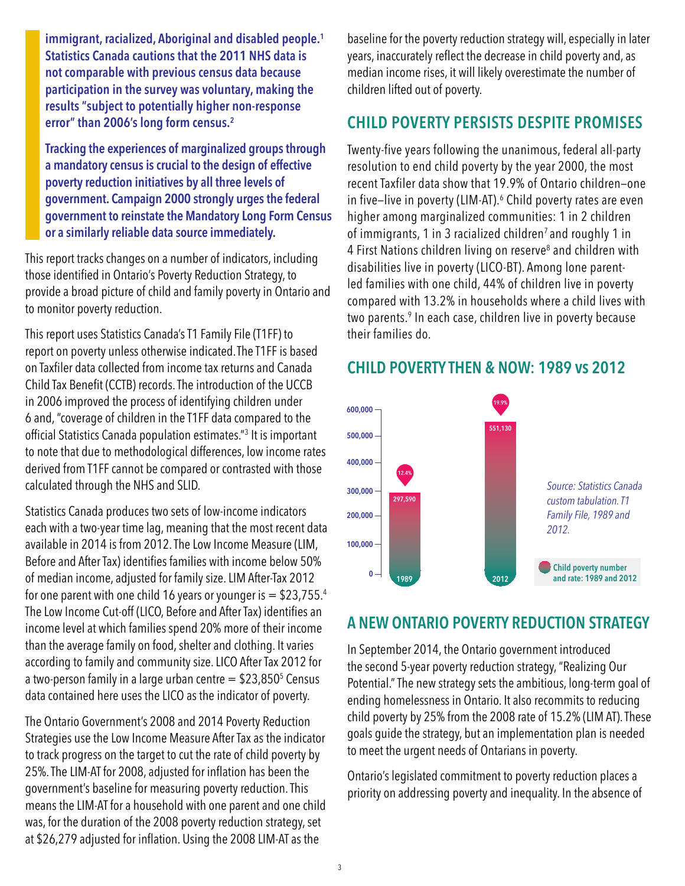**immigrant, racialized, Aboriginal and disabled people.[1] Statistics Canada cautions that the 2011 NHS data is not comparable with previous census data because participation in the survey was voluntary, making the results "subject to potentially higher non-response error" than 2006's long form census.[2]**

**Tracking the experiences of marginalized groups through a mandatory census is crucial to the design of effective poverty reduction initiatives by all three levels of government. Campaign 2000 strongly urges the federal government to reinstate the Mandatory Long Form Census or a similarly reliable data source immediately.**

This report tracks changes on a number of indicators, including those identified in Ontario's Poverty Reduction Strategy, to provide a broad picture of child and family poverty in Ontario and to monitor poverty reduction.

This report uses Statistics Canada's T1 Family File (T1FF) to report on poverty unless otherwise indicated. The T1FF is based on Taxfiler data collected from income tax returns and Canada Child Tax Benefit (CCTB) records. The introduction of the UCCB in 2006 improved the process of identifying children under 6 and, "coverage of children in the T1FF data compared to the official Statistics Canada population estimates."[3] It is important to note that due to methodological differences, low income rates derived from T1FF cannot be compared or contrasted with those calculated through the NHS and SLID.

Statistics Canada produces two sets of low-income indicators each with a two-year time lag, meaning that the most recent data available in 2014 is from 2012. The Low Income Measure (LIM, Before and After Tax) identifies families with income below 50% of median income, adjusted for family size. LIM After-Tax 2012 for one parent with one child 16 years or younger is = $23,755.[4] The Low Income Cut-off (LICO, Before and After Tax) identifies an income level at which families spend 20% more of their income than the average family on food, shelter and clothing. It varies according to family and community size. LICO After Tax 2012 for a two-person family in a large urban centre = $23,850[5] Census data contained here uses the LICO as the indicator of poverty.

The Ontario Government's 2008 and 2014 Poverty Reduction Strategies use the Low Income Measure After Tax as the indicator to track progress on the target to cut the rate of child poverty by 25%. The LIM-AT for 2008, adjusted for inflation has been the government's baseline for measuring poverty reduction. This means the LIM-AT for a household with one parent and one child was, for the duration of the 2008 poverty reduction strategy, set at $26,279 adjusted for inflation. Using the 2008 LIM-AT as the baseline for the poverty reduction strategy will, especially in later years, inaccurately reflect the decrease in child poverty and, as median income rises, it will likely overestimate the number of children lifted out of poverty.

## CHILD POVERTY PERSISTS DESPITE PROMISES

Twenty-five years following the unanimous, federal all-party resolution to end child poverty by the year 2000, the most recent Taxfiler data show that 19.9% of Ontario children—one in five—live in poverty (LIM-AT).[6] Child poverty rates are even higher among marginalized communities: 1 in 2 children of immigrants, 1 in 3 racialized children[7] and roughly 1 in 4 First Nations children living on reserve[8] and children with disabilities live in poverty (LICO-BT). Among lone parent-led families with one child, 44% of children live in poverty compared with 13.2% in households where a child lives with two parents.[9] In each case, children live in poverty because their families do.

## CHILD POVERTY THEN & NOW: 1989 vs 2012

| Year | Child poverty number | Rate |
|---|---|---|
| 1989 | 297,590 | 12.4% |
| 2012 | 551,130 | 19.9% |

Child poverty number and rate: 1989 and 2012

*Source: Statistics Canada custom tabulation. T1 Family File, 1989 and 2012.*

## A NEW ONTARIO POVERTY REDUCTION STRATEGY

In September 2014, the Ontario government introduced the second 5-year poverty reduction strategy, "Realizing Our Potential." The new strategy sets the ambitious, long-term goal of ending homelessness in Ontario. It also recommits to reducing child poverty by 25% from the 2008 rate of 15.2% (LIM AT). These goals guide the strategy, but an implementation plan is needed to meet the urgent needs of Ontarians in poverty.

Ontario's legislated commitment to poverty reduction places a priority on addressing poverty and inequality. In the absence of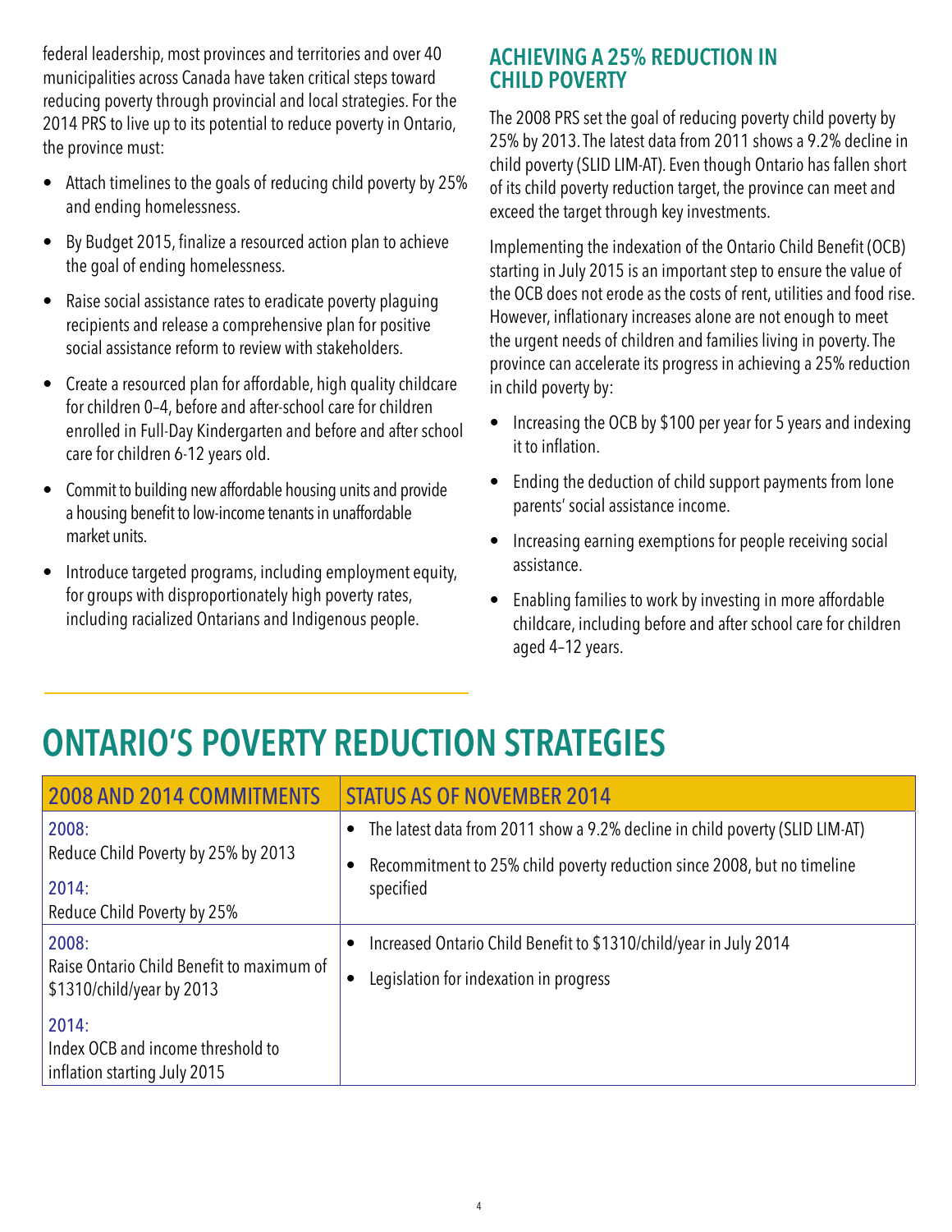federal leadership, most provinces and territories and over 40 municipalities across Canada have taken critical steps toward reducing poverty through provincial and local strategies. For the 2014 PRS to live up to its potential to reduce poverty in Ontario, the province must:

- Attach timelines to the goals of reducing child poverty by 25% and ending homelessness.
- By Budget 2015, finalize a resourced action plan to achieve the goal of ending homelessness.
- Raise social assistance rates to eradicate poverty plaguing recipients and release a comprehensive plan for positive social assistance reform to review with stakeholders.
- Create a resourced plan for affordable, high quality childcare for children 0–4, before and after-school care for children enrolled in Full-Day Kindergarten and before and after school care for children 6-12 years old.
- Commit to building new affordable housing units and provide a housing benefit to low-income tenants in unaffordable market units.
- Introduce targeted programs, including employment equity, for groups with disproportionately high poverty rates, including racialized Ontarians and Indigenous people.

## ACHIEVING A 25% REDUCTION IN CHILD POVERTY

The 2008 PRS set the goal of reducing poverty child poverty by 25% by 2013. The latest data from 2011 shows a 9.2% decline in child poverty (SLID LIM-AT). Even though Ontario has fallen short of its child poverty reduction target, the province can meet and exceed the target through key investments.

Implementing the indexation of the Ontario Child Benefit (OCB) starting in July 2015 is an important step to ensure the value of the OCB does not erode as the costs of rent, utilities and food rise. However, inflationary increases alone are not enough to meet the urgent needs of children and families living in poverty. The province can accelerate its progress in achieving a 25% reduction in child poverty by:

- Increasing the OCB by $100 per year for 5 years and indexing it to inflation.
- Ending the deduction of child support payments from lone parents' social assistance income.
- Increasing earning exemptions for people receiving social assistance.
- Enabling families to work by investing in more affordable childcare, including before and after school care for children aged 4–12 years.

# ONTARIO'S POVERTY REDUCTION STRATEGIES

| 2008 AND 2014 COMMITMENTS | STATUS AS OF NOVEMBER 2014 |
|---|---|
| 2008:<br>Reduce Child Poverty by 25% by 2013<br>2014:<br>Reduce Child Poverty by 25% | • The latest data from 2011 show a 9.2% decline in child poverty (SLID LIM-AT)<br>• Recommitment to 25% child poverty reduction since 2008, but no timeline specified |
| 2008:<br>Raise Ontario Child Benefit to maximum of $1310/child/year by 2013<br>2014:<br>Index OCB and income threshold to inflation starting July 2015 | • Increased Ontario Child Benefit to $1310/child/year in July 2014<br>• Legislation for indexation in progress |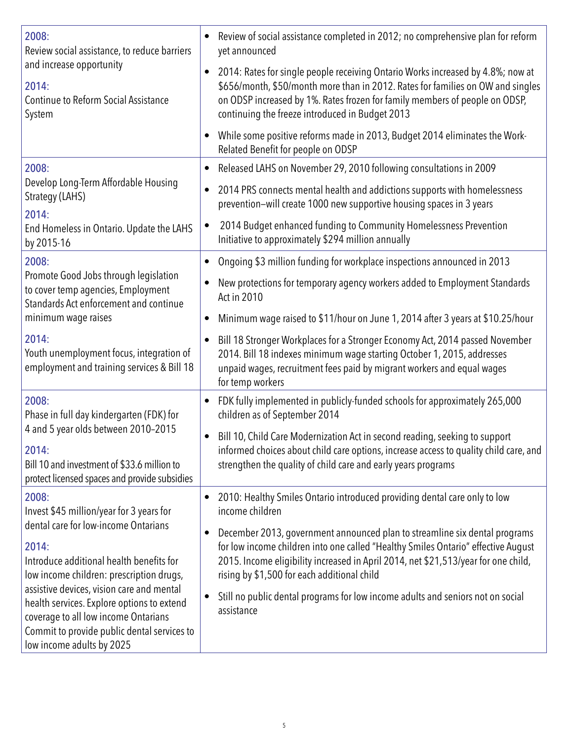| | |
|---|---|
| 2008:<br>Review social assistance, to reduce barriers and increase opportunity<br><br>2014:<br>Continue to Reform Social Assistance System | • Review of social assistance completed in 2012; no comprehensive plan for reform yet announced<br>• 2014: Rates for single people receiving Ontario Works increased by 4.8%; now at $656/month, $50/month more than in 2012. Rates for families on OW and singles on ODSP increased by 1%. Rates frozen for family members of people on ODSP, continuing the freeze introduced in Budget 2013<br>• While some positive reforms made in 2013, Budget 2014 eliminates the Work-Related Benefit for people on ODSP |
| 2008:<br>Develop Long-Term Affordable Housing Strategy (LAHS)<br><br>2014:<br>End Homeless in Ontario. Update the LAHS by 2015-16 | • Released LAHS on November 29, 2010 following consultations in 2009<br>• 2014 PRS connects mental health and addictions supports with homelessness prevention–will create 1000 new supportive housing spaces in 3 years<br>• 2014 Budget enhanced funding to Community Homelessness Prevention Initiative to approximately $294 million annually |
| 2008:<br>Promote Good Jobs through legislation to cover temp agencies, Employment Standards Act enforcement and continue minimum wage raises<br><br>2014:<br>Youth unemployment focus, integration of employment and training services & Bill 18 | • Ongoing $3 million funding for workplace inspections announced in 2013<br>• New protections for temporary agency workers added to Employment Standards Act in 2010<br>• Minimum wage raised to $11/hour on June 1, 2014 after 3 years at $10.25/hour<br>• Bill 18 Stronger Workplaces for a Stronger Economy Act, 2014 passed November 2014. Bill 18 indexes minimum wage starting October 1, 2015, addresses unpaid wages, recruitment fees paid by migrant workers and equal wages for temp workers |
| 2008:<br>Phase in full day kindergarten (FDK) for 4 and 5 year olds between 2010–2015<br><br>2014:<br>Bill 10 and investment of $33.6 million to protect licensed spaces and provide subsidies | • FDK fully implemented in publicly-funded schools for approximately 265,000 children as of September 2014<br>• Bill 10, Child Care Modernization Act in second reading, seeking to support informed choices about child care options, increase access to quality child care, and strengthen the quality of child care and early years programs |
| 2008:<br>Invest $45 million/year for 3 years for dental care for low-income Ontarians<br><br>2014:<br>Introduce additional health benefits for low income children: prescription drugs, assistive devices, vision care and mental health services. Explore options to extend coverage to all low income Ontarians Commit to provide public dental services to low income adults by 2025 | • 2010: Healthy Smiles Ontario introduced providing dental care only to low income children<br>• December 2013, government announced plan to streamline six dental programs for low income children into one called "Healthy Smiles Ontario" effective August 2015. Income eligibility increased in April 2014, net $21,513/year for one child, rising by $1,500 for each additional child<br>• Still no public dental programs for low income adults and seniors not on social assistance |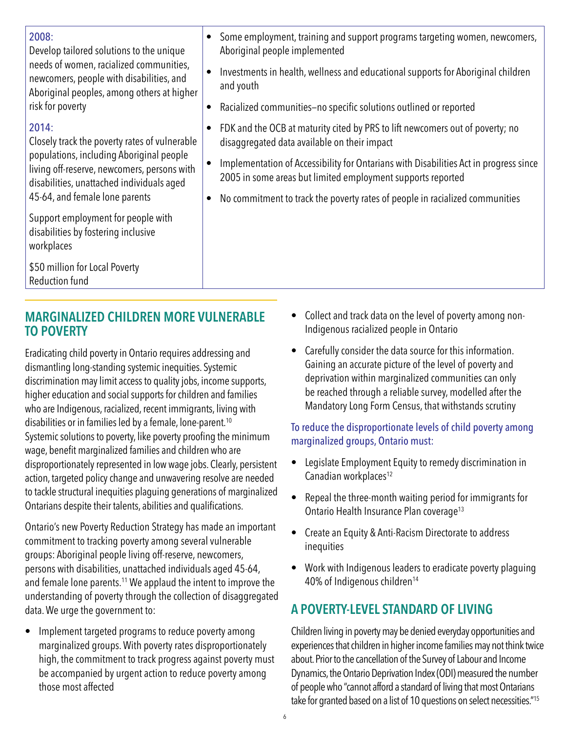| | |
|---|---|
| 2008:<br>Develop tailored solutions to the unique needs of women, racialized communities, newcomers, people with disabilities, and Aboriginal peoples, among others at higher risk for poverty | • Some employment, training and support programs targeting women, newcomers, Aboriginal people implemented<br>• Investments in health, wellness and educational supports for Aboriginal children and youth<br>• Racialized communities—no specific solutions outlined or reported |
| 2014:<br>Closely track the poverty rates of vulnerable populations, including Aboriginal people living off-reserve, newcomers, persons with disabilities, unattached individuals aged 45-64, and female lone parents<br><br>Support employment for people with disabilities by fostering inclusive workplaces<br><br>$50 million for Local Poverty Reduction fund | • FDK and the OCB at maturity cited by PRS to lift newcomers out of poverty; no disaggregated data available on their impact<br>• Implementation of Accessibility for Ontarians with Disabilities Act in progress since 2005 in some areas but limited employment supports reported<br>• No commitment to track the poverty rates of people in racialized communities |

## MARGINALIZED CHILDREN MORE VULNERABLE TO POVERTY

Eradicating child poverty in Ontario requires addressing and dismantling long-standing systemic inequities. Systemic discrimination may limit access to quality jobs, income supports, higher education and social supports for children and families who are Indigenous, racialized, recent immigrants, living with disabilities or in families led by a female, lone-parent.[10] Systemic solutions to poverty, like poverty proofing the minimum wage, benefit marginalized families and children who are disproportionately represented in low wage jobs. Clearly, persistent action, targeted policy change and unwavering resolve are needed to tackle structural inequities plaguing generations of marginalized Ontarians despite their talents, abilities and qualifications.

Ontario's new Poverty Reduction Strategy has made an important commitment to tracking poverty among several vulnerable groups: Aboriginal people living off-reserve, newcomers, persons with disabilities, unattached individuals aged 45-64, and female lone parents.[11] We applaud the intent to improve the understanding of poverty through the collection of disaggregated data. We urge the government to:

- Implement targeted programs to reduce poverty among marginalized groups. With poverty rates disproportionately high, the commitment to track progress against poverty must be accompanied by urgent action to reduce poverty among those most affected
- Collect and track data on the level of poverty among non-Indigenous racialized people in Ontario
- Carefully consider the data source for this information. Gaining an accurate picture of the level of poverty and deprivation within marginalized communities can only be reached through a reliable survey, modelled after the Mandatory Long Form Census, that withstands scrutiny

### To reduce the disproportionate levels of child poverty among marginalized groups, Ontario must:

- Legislate Employment Equity to remedy discrimination in Canadian workplaces[12]
- Repeal the three-month waiting period for immigrants for Ontario Health Insurance Plan coverage[13]
- Create an Equity & Anti-Racism Directorate to address inequities
- Work with Indigenous leaders to eradicate poverty plaguing 40% of Indigenous children[14]

## A POVERTY-LEVEL STANDARD OF LIVING

Children living in poverty may be denied everyday opportunities and experiences that children in higher income families may not think twice about. Prior to the cancellation of the Survey of Labour and Income Dynamics, the Ontario Deprivation Index (ODI) measured the number of people who "cannot afford a standard of living that most Ontarians take for granted based on a list of 10 questions on select necessities."[15]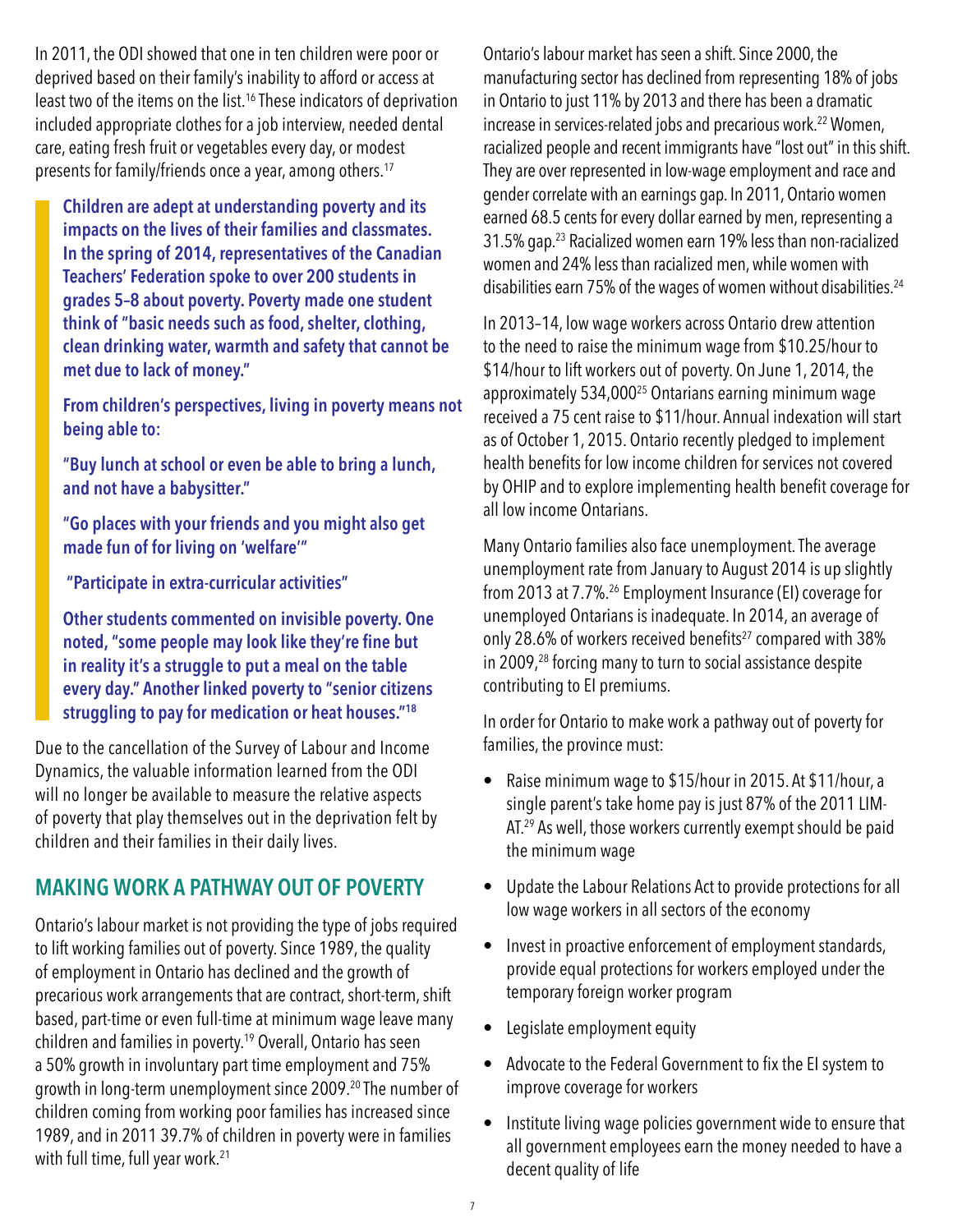In 2011, the ODI showed that one in ten children were poor or deprived based on their family's inability to afford or access at least two of the items on the list.[16] These indicators of deprivation included appropriate clothes for a job interview, needed dental care, eating fresh fruit or vegetables every day, or modest presents for family/friends once a year, among others.[17]

> **Children are adept at understanding poverty and its impacts on the lives of their families and classmates. In the spring of 2014, representatives of the Canadian Teachers' Federation spoke to over 200 students in grades 5–8 about poverty. Poverty made one student think of "basic needs such as food, shelter, clothing, clean drinking water, warmth and safety that cannot be met due to lack of money."**
>
> **From children's perspectives, living in poverty means not being able to:**
>
> **"Buy lunch at school or even be able to bring a lunch, and not have a babysitter."**
>
> **"Go places with your friends and you might also get made fun of for living on 'welfare'"**
>
> **"Participate in extra-curricular activities"**
>
> **Other students commented on invisible poverty. One noted, "some people may look like they're fine but in reality it's a struggle to put a meal on the table every day." Another linked poverty to "senior citizens struggling to pay for medication or heat houses."[18]**

Due to the cancellation of the Survey of Labour and Income Dynamics, the valuable information learned from the ODI will no longer be available to measure the relative aspects of poverty that play themselves out in the deprivation felt by children and their families in their daily lives.

## MAKING WORK A PATHWAY OUT OF POVERTY

Ontario's labour market is not providing the type of jobs required to lift working families out of poverty. Since 1989, the quality of employment in Ontario has declined and the growth of precarious work arrangements that are contract, short-term, shift based, part-time or even full-time at minimum wage leave many children and families in poverty.[19] Overall, Ontario has seen a 50% growth in involuntary part time employment and 75% growth in long-term unemployment since 2009.[20] The number of children coming from working poor families has increased since 1989, and in 2011 39.7% of children in poverty were in families with full time, full year work.[21]

Ontario's labour market has seen a shift. Since 2000, the manufacturing sector has declined from representing 18% of jobs in Ontario to just 11% by 2013 and there has been a dramatic increase in services-related jobs and precarious work.[22] Women, racialized people and recent immigrants have "lost out" in this shift. They are over represented in low-wage employment and race and gender correlate with an earnings gap. In 2011, Ontario women earned 68.5 cents for every dollar earned by men, representing a 31.5% gap.[23] Racialized women earn 19% less than non-racialized women and 24% less than racialized men, while women with disabilities earn 75% of the wages of women without disabilities.[24]

In 2013–14, low wage workers across Ontario drew attention to the need to raise the minimum wage from $10.25/hour to $14/hour to lift workers out of poverty. On June 1, 2014, the approximately 534,000[25] Ontarians earning minimum wage received a 75 cent raise to $11/hour. Annual indexation will start as of October 1, 2015. Ontario recently pledged to implement health benefits for low income children for services not covered by OHIP and to explore implementing health benefit coverage for all low income Ontarians.

Many Ontario families also face unemployment. The average unemployment rate from January to August 2014 is up slightly from 2013 at 7.7%.[26] Employment Insurance (EI) coverage for unemployed Ontarians is inadequate. In 2014, an average of only 28.6% of workers received benefits[27] compared with 38% in 2009,[28] forcing many to turn to social assistance despite contributing to EI premiums.

In order for Ontario to make work a pathway out of poverty for families, the province must:

- Raise minimum wage to $15/hour in 2015. At $11/hour, a single parent's take home pay is just 87% of the 2011 LIM-AT.[29] As well, those workers currently exempt should be paid the minimum wage
- Update the Labour Relations Act to provide protections for all low wage workers in all sectors of the economy
- Invest in proactive enforcement of employment standards, provide equal protections for workers employed under the temporary foreign worker program
- Legislate employment equity
- Advocate to the Federal Government to fix the EI system to improve coverage for workers
- Institute living wage policies government wide to ensure that all government employees earn the money needed to have a decent quality of life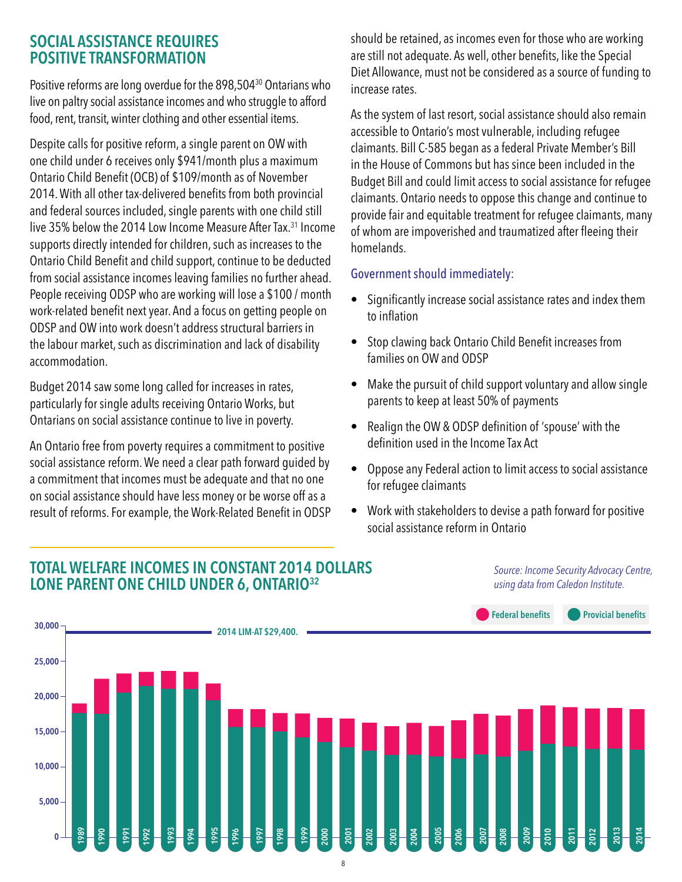## SOCIAL ASSISTANCE REQUIRES POSITIVE TRANSFORMATION

Positive reforms are long overdue for the 898,504[30] Ontarians who live on paltry social assistance incomes and who struggle to afford food, rent, transit, winter clothing and other essential items.

Despite calls for positive reform, a single parent on OW with one child under 6 receives only $941/month plus a maximum Ontario Child Benefit (OCB) of $109/month as of November 2014. With all other tax-delivered benefits from both provincial and federal sources included, single parents with one child still live 35% below the 2014 Low Income Measure After Tax.[31] Income supports directly intended for children, such as increases to the Ontario Child Benefit and child support, continue to be deducted from social assistance incomes leaving families no further ahead. People receiving ODSP who are working will lose a $100 / month work-related benefit next year. And a focus on getting people on ODSP and OW into work doesn't address structural barriers in the labour market, such as discrimination and lack of disability accommodation.

Budget 2014 saw some long called for increases in rates, particularly for single adults receiving Ontario Works, but Ontarians on social assistance continue to live in poverty.

An Ontario free from poverty requires a commitment to positive social assistance reform. We need a clear path forward guided by a commitment that incomes must be adequate and that no one on social assistance should have less money or be worse off as a result of reforms. For example, the Work-Related Benefit in ODSP should be retained, as incomes even for those who are working are still not adequate. As well, other benefits, like the Special Diet Allowance, must not be considered as a source of funding to increase rates.

As the system of last resort, social assistance should also remain accessible to Ontario's most vulnerable, including refugee claimants. Bill C-585 began as a federal Private Member's Bill in the House of Commons but has since been included in the Budget Bill and could limit access to social assistance for refugee claimants. Ontario needs to oppose this change and continue to provide fair and equitable treatment for refugee claimants, many of whom are impoverished and traumatized after fleeing their homelands.

### Government should immediately:

- Significantly increase social assistance rates and index them to inflation
- Stop clawing back Ontario Child Benefit increases from families on OW and ODSP
- Make the pursuit of child support voluntary and allow single parents to keep at least 50% of payments
- Realign the OW & ODSP definition of 'spouse' with the definition used in the Income Tax Act
- Oppose any Federal action to limit access to social assistance for refugee claimants
- Work with stakeholders to devise a path forward for positive social assistance reform in Ontario

## TOTAL WELFARE INCOMES IN CONSTANT 2014 DOLLARS LONE PARENT ONE CHILD UNDER 6, ONTARIO[32]

*Source: Income Security Advocacy Centre, using data from Caledon Institute.*

Federal benefits | Provicial benefits

2014 LIM-AT $29,400.

Years: 1989–2014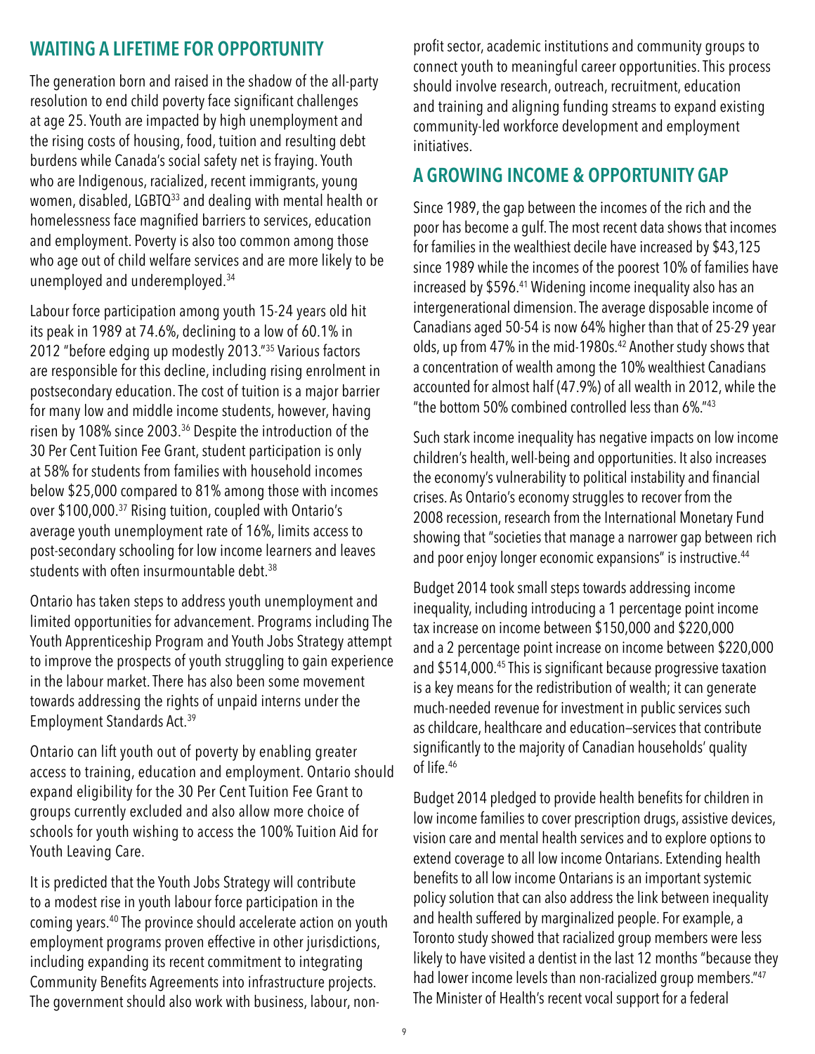## WAITING A LIFETIME FOR OPPORTUNITY

The generation born and raised in the shadow of the all-party resolution to end child poverty face significant challenges at age 25. Youth are impacted by high unemployment and the rising costs of housing, food, tuition and resulting debt burdens while Canada's social safety net is fraying. Youth who are Indigenous, racialized, recent immigrants, young women, disabled, LGBTQ[33] and dealing with mental health or homelessness face magnified barriers to services, education and employment. Poverty is also too common among those who age out of child welfare services and are more likely to be unemployed and underemployed.[34]

Labour force participation among youth 15-24 years old hit its peak in 1989 at 74.6%, declining to a low of 60.1% in 2012 "before edging up modestly 2013."[35] Various factors are responsible for this decline, including rising enrolment in postsecondary education. The cost of tuition is a major barrier for many low and middle income students, however, having risen by 108% since 2003.[36] Despite the introduction of the 30 Per Cent Tuition Fee Grant, student participation is only at 58% for students from families with household incomes below $25,000 compared to 81% among those with incomes over $100,000.[37] Rising tuition, coupled with Ontario's average youth unemployment rate of 16%, limits access to post-secondary schooling for low income learners and leaves students with often insurmountable debt.[38]

Ontario has taken steps to address youth unemployment and limited opportunities for advancement. Programs including The Youth Apprenticeship Program and Youth Jobs Strategy attempt to improve the prospects of youth struggling to gain experience in the labour market. There has also been some movement towards addressing the rights of unpaid interns under the Employment Standards Act.[39]

Ontario can lift youth out of poverty by enabling greater access to training, education and employment. Ontario should expand eligibility for the 30 Per Cent Tuition Fee Grant to groups currently excluded and also allow more choice of schools for youth wishing to access the 100% Tuition Aid for Youth Leaving Care.

It is predicted that the Youth Jobs Strategy will contribute to a modest rise in youth labour force participation in the coming years.[40] The province should accelerate action on youth employment programs proven effective in other jurisdictions, including expanding its recent commitment to integrating Community Benefits Agreements into infrastructure projects. The government should also work with business, labour, non-profit sector, academic institutions and community groups to connect youth to meaningful career opportunities. This process should involve research, outreach, recruitment, education and training and aligning funding streams to expand existing community-led workforce development and employment initiatives.

## A GROWING INCOME & OPPORTUNITY GAP

Since 1989, the gap between the incomes of the rich and the poor has become a gulf. The most recent data shows that incomes for families in the wealthiest decile have increased by $43,125 since 1989 while the incomes of the poorest 10% of families have increased by $596.[41] Widening income inequality also has an intergenerational dimension. The average disposable income of Canadians aged 50-54 is now 64% higher than that of 25-29 year olds, up from 47% in the mid-1980s.[42] Another study shows that a concentration of wealth among the 10% wealthiest Canadians accounted for almost half (47.9%) of all wealth in 2012, while the "the bottom 50% combined controlled less than 6%."[43]

Such stark income inequality has negative impacts on low income children's health, well-being and opportunities. It also increases the economy's vulnerability to political instability and financial crises. As Ontario's economy struggles to recover from the 2008 recession, research from the International Monetary Fund showing that "societies that manage a narrower gap between rich and poor enjoy longer economic expansions" is instructive.[44]

Budget 2014 took small steps towards addressing income inequality, including introducing a 1 percentage point income tax increase on income between $150,000 and $220,000 and a 2 percentage point increase on income between $220,000 and $514,000.[45] This is significant because progressive taxation is a key means for the redistribution of wealth; it can generate much-needed revenue for investment in public services such as childcare, healthcare and education—services that contribute significantly to the majority of Canadian households' quality of life.[46]

Budget 2014 pledged to provide health benefits for children in low income families to cover prescription drugs, assistive devices, vision care and mental health services and to explore options to extend coverage to all low income Ontarians. Extending health benefits to all low income Ontarians is an important systemic policy solution that can also address the link between inequality and health suffered by marginalized people. For example, a Toronto study showed that racialized group members were less likely to have visited a dentist in the last 12 months "because they had lower income levels than non-racialized group members."[47] The Minister of Health's recent vocal support for a federal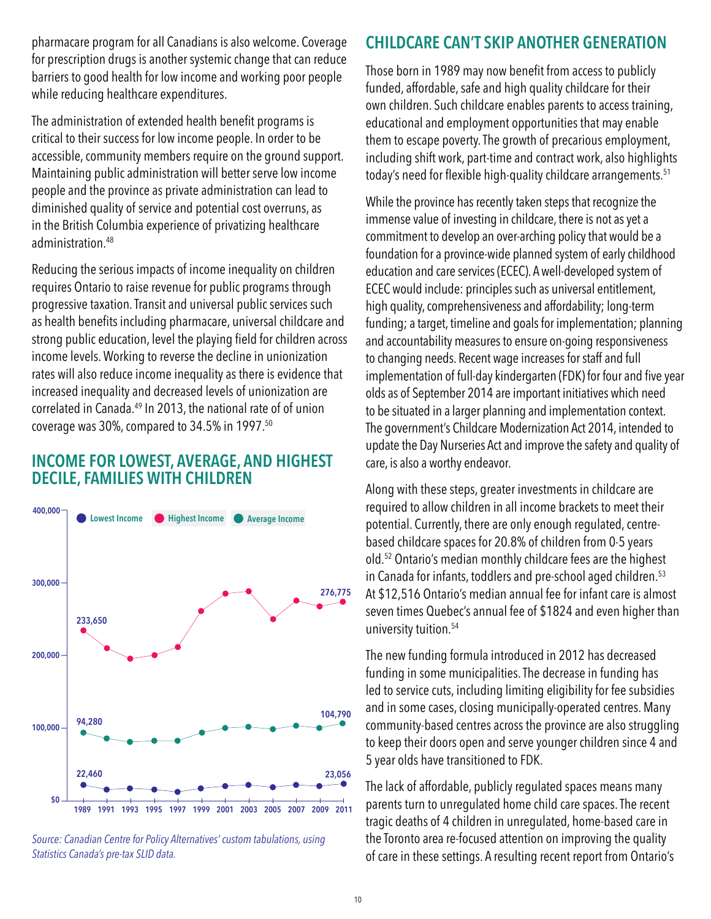pharmacare program for all Canadians is also welcome. Coverage for prescription drugs is another systemic change that can reduce barriers to good health for low income and working poor people while reducing healthcare expenditures.

The administration of extended health benefit programs is critical to their success for low income people. In order to be accessible, community members require on the ground support. Maintaining public administration will better serve low income people and the province as private administration can lead to diminished quality of service and potential cost overruns, as in the British Columbia experience of privatizing healthcare administration.[48]

Reducing the serious impacts of income inequality on children requires Ontario to raise revenue for public programs through progressive taxation. Transit and universal public services such as health benefits including pharmacare, universal childcare and strong public education, level the playing field for children across income levels. Working to reverse the decline in unionization rates will also reduce income inequality as there is evidence that increased inequality and decreased levels of unionization are correlated in Canada.[49] In 2013, the national rate of of union coverage was 30%, compared to 34.5% in 1997.[50]

## INCOME FOR LOWEST, AVERAGE, AND HIGHEST DECILE, FAMILIES WITH CHILDREN

| Series | 1989 | 2011 |
|---|---|---|
| Lowest Income | 22,460 | 23,056 |
| Average Income | 94,280 | 104,790 |
| Highest Income | 233,650 | 276,775 |

*Source: Canadian Centre for Policy Alternatives' custom tabulations, using Statistics Canada's pre-tax SLID data.*

## CHILDCARE CAN'T SKIP ANOTHER GENERATION

Those born in 1989 may now benefit from access to publicly funded, affordable, safe and high quality childcare for their own children. Such childcare enables parents to access training, educational and employment opportunities that may enable them to escape poverty. The growth of precarious employment, including shift work, part-time and contract work, also highlights today's need for flexible high-quality childcare arrangements.[51]

While the province has recently taken steps that recognize the immense value of investing in childcare, there is not as yet a commitment to develop an over-arching policy that would be a foundation for a province-wide planned system of early childhood education and care services (ECEC). A well-developed system of ECEC would include: principles such as universal entitlement, high quality, comprehensiveness and affordability; long-term funding; a target, timeline and goals for implementation; planning and accountability measures to ensure on-going responsiveness to changing needs. Recent wage increases for staff and full implementation of full-day kindergarten (FDK) for four and five year olds as of September 2014 are important initiatives which need to be situated in a larger planning and implementation context. The government's Childcare Modernization Act 2014, intended to update the Day Nurseries Act and improve the safety and quality of care, is also a worthy endeavor.

Along with these steps, greater investments in childcare are required to allow children in all income brackets to meet their potential. Currently, there are only enough regulated, centre-based childcare spaces for 20.8% of children from 0-5 years old.[52] Ontario's median monthly childcare fees are the highest in Canada for infants, toddlers and pre-school aged children.[53] At $12,516 Ontario's median annual fee for infant care is almost seven times Quebec's annual fee of $1824 and even higher than university tuition.[54]

The new funding formula introduced in 2012 has decreased funding in some municipalities. The decrease in funding has led to service cuts, including limiting eligibility for fee subsidies and in some cases, closing municipally-operated centres. Many community-based centres across the province are also struggling to keep their doors open and serve younger children since 4 and 5 year olds have transitioned to FDK.

The lack of affordable, publicly regulated spaces means many parents turn to unregulated home child care spaces. The recent tragic deaths of 4 children in unregulated, home-based care in the Toronto area re-focused attention on improving the quality of care in these settings. A resulting recent report from Ontario's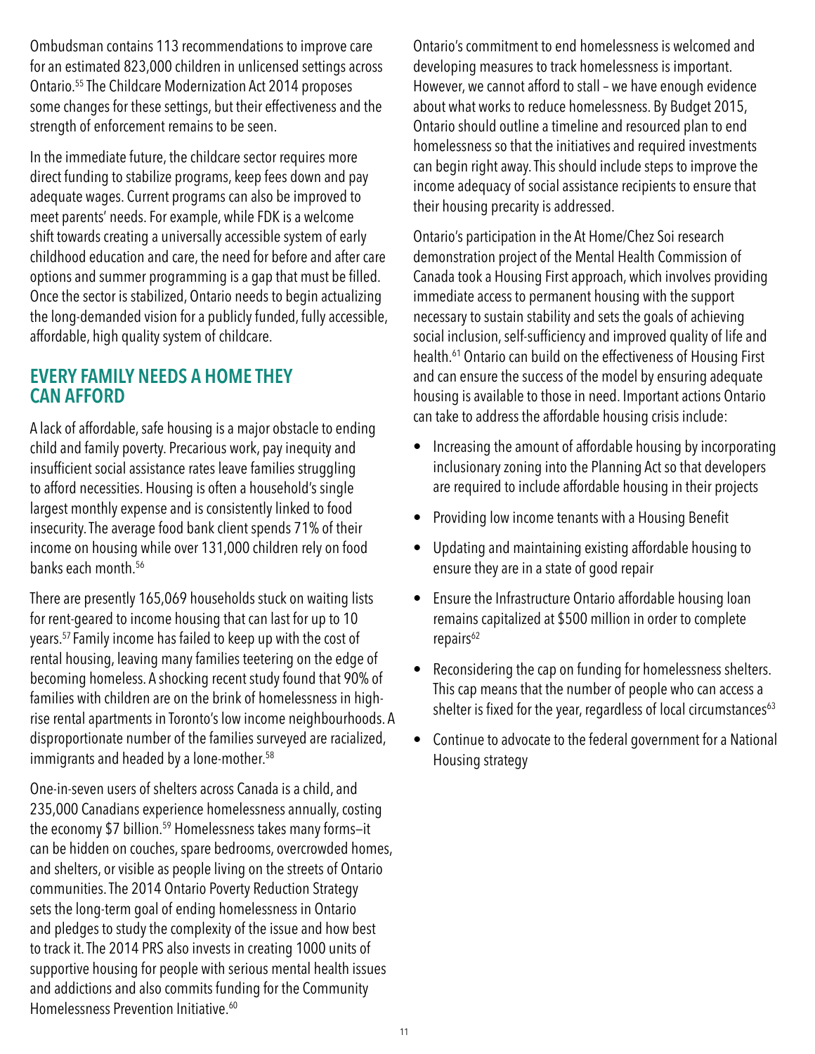Ombudsman contains 113 recommendations to improve care for an estimated 823,000 children in unlicensed settings across Ontario.[55] The Childcare Modernization Act 2014 proposes some changes for these settings, but their effectiveness and the strength of enforcement remains to be seen.

In the immediate future, the childcare sector requires more direct funding to stabilize programs, keep fees down and pay adequate wages. Current programs can also be improved to meet parents' needs. For example, while FDK is a welcome shift towards creating a universally accessible system of early childhood education and care, the need for before and after care options and summer programming is a gap that must be filled. Once the sector is stabilized, Ontario needs to begin actualizing the long-demanded vision for a publicly funded, fully accessible, affordable, high quality system of childcare.

## EVERY FAMILY NEEDS A HOME THEY CAN AFFORD

A lack of affordable, safe housing is a major obstacle to ending child and family poverty. Precarious work, pay inequity and insufficient social assistance rates leave families struggling to afford necessities. Housing is often a household's single largest monthly expense and is consistently linked to food insecurity. The average food bank client spends 71% of their income on housing while over 131,000 children rely on food banks each month.[56]

There are presently 165,069 households stuck on waiting lists for rent-geared to income housing that can last for up to 10 years.[57] Family income has failed to keep up with the cost of rental housing, leaving many families teetering on the edge of becoming homeless. A shocking recent study found that 90% of families with children are on the brink of homelessness in high-rise rental apartments in Toronto's low income neighbourhoods. A disproportionate number of the families surveyed are racialized, immigrants and headed by a lone-mother.[58]

One-in-seven users of shelters across Canada is a child, and 235,000 Canadians experience homelessness annually, costing the economy $7 billion.[59] Homelessness takes many forms—it can be hidden on couches, spare bedrooms, overcrowded homes, and shelters, or visible as people living on the streets of Ontario communities. The 2014 Ontario Poverty Reduction Strategy sets the long-term goal of ending homelessness in Ontario and pledges to study the complexity of the issue and how best to track it. The 2014 PRS also invests in creating 1000 units of supportive housing for people with serious mental health issues and addictions and also commits funding for the Community Homelessness Prevention Initiative.[60]

Ontario's commitment to end homelessness is welcomed and developing measures to track homelessness is important. However, we cannot afford to stall – we have enough evidence about what works to reduce homelessness. By Budget 2015, Ontario should outline a timeline and resourced plan to end homelessness so that the initiatives and required investments can begin right away. This should include steps to improve the income adequacy of social assistance recipients to ensure that their housing precarity is addressed.

Ontario's participation in the At Home/Chez Soi research demonstration project of the Mental Health Commission of Canada took a Housing First approach, which involves providing immediate access to permanent housing with the support necessary to sustain stability and sets the goals of achieving social inclusion, self-sufficiency and improved quality of life and health.[61] Ontario can build on the effectiveness of Housing First and can ensure the success of the model by ensuring adequate housing is available to those in need. Important actions Ontario can take to address the affordable housing crisis include:

- Increasing the amount of affordable housing by incorporating inclusionary zoning into the Planning Act so that developers are required to include affordable housing in their projects
- Providing low income tenants with a Housing Benefit
- Updating and maintaining existing affordable housing to ensure they are in a state of good repair
- Ensure the Infrastructure Ontario affordable housing loan remains capitalized at $500 million in order to complete repairs[62]
- Reconsidering the cap on funding for homelessness shelters. This cap means that the number of people who can access a shelter is fixed for the year, regardless of local circumstances[63]
- Continue to advocate to the federal government for a National Housing strategy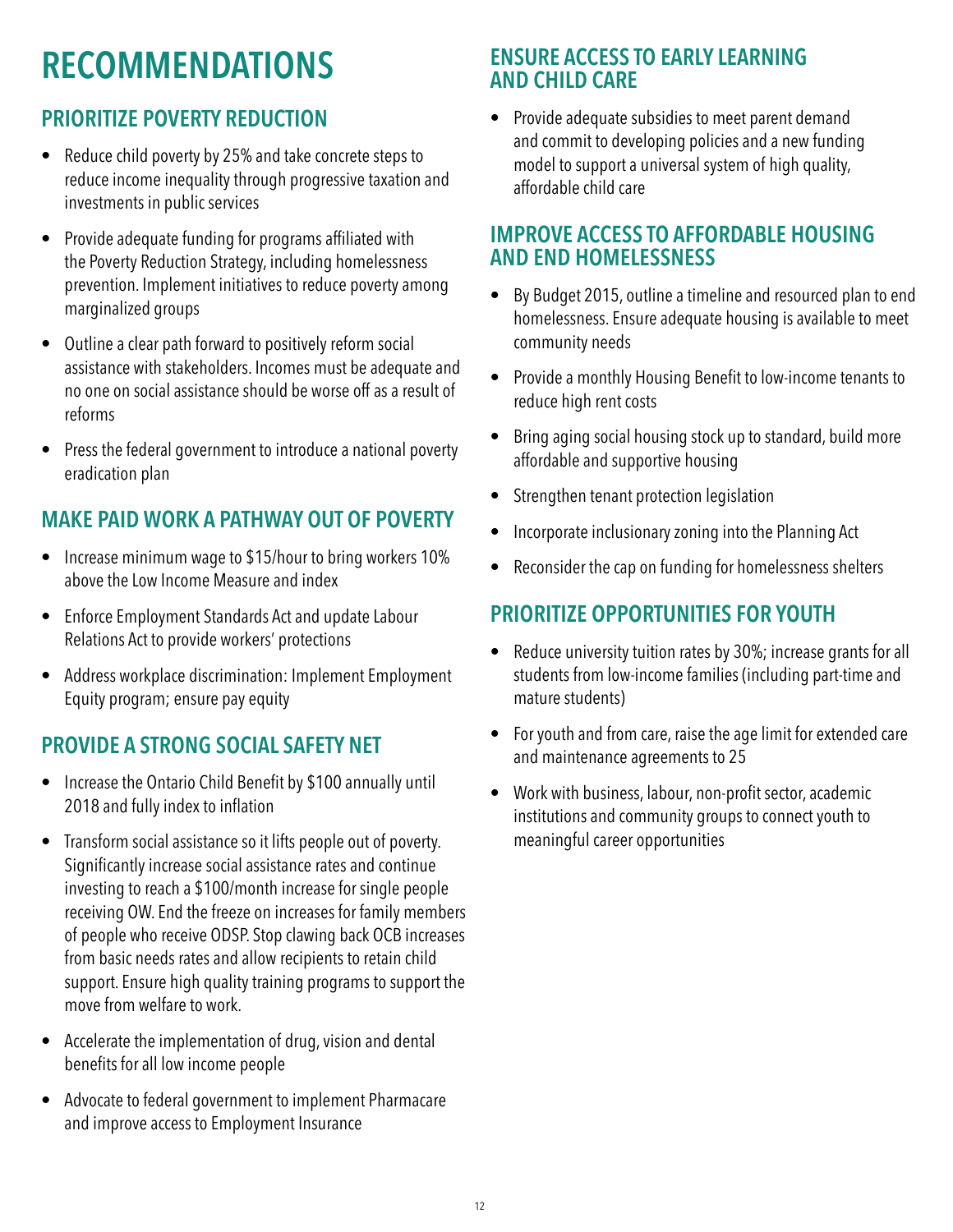# RECOMMENDATIONS

## PRIORITIZE POVERTY REDUCTION

- Reduce child poverty by 25% and take concrete steps to reduce income inequality through progressive taxation and investments in public services
- Provide adequate funding for programs affiliated with the Poverty Reduction Strategy, including homelessness prevention. Implement initiatives to reduce poverty among marginalized groups
- Outline a clear path forward to positively reform social assistance with stakeholders. Incomes must be adequate and no one on social assistance should be worse off as a result of reforms
- Press the federal government to introduce a national poverty eradication plan

## MAKE PAID WORK A PATHWAY OUT OF POVERTY

- Increase minimum wage to $15/hour to bring workers 10% above the Low Income Measure and index
- Enforce Employment Standards Act and update Labour Relations Act to provide workers' protections
- Address workplace discrimination: Implement Employment Equity program; ensure pay equity

## PROVIDE A STRONG SOCIAL SAFETY NET

- Increase the Ontario Child Benefit by $100 annually until 2018 and fully index to inflation
- Transform social assistance so it lifts people out of poverty. Significantly increase social assistance rates and continue investing to reach a $100/month increase for single people receiving OW. End the freeze on increases for family members of people who receive ODSP. Stop clawing back OCB increases from basic needs rates and allow recipients to retain child support. Ensure high quality training programs to support the move from welfare to work.
- Accelerate the implementation of drug, vision and dental benefits for all low income people
- Advocate to federal government to implement Pharmacare and improve access to Employment Insurance

## ENSURE ACCESS TO EARLY LEARNING AND CHILD CARE

- Provide adequate subsidies to meet parent demand and commit to developing policies and a new funding model to support a universal system of high quality, affordable child care

## IMPROVE ACCESS TO AFFORDABLE HOUSING AND END HOMELESSNESS

- By Budget 2015, outline a timeline and resourced plan to end homelessness. Ensure adequate housing is available to meet community needs
- Provide a monthly Housing Benefit to low-income tenants to reduce high rent costs
- Bring aging social housing stock up to standard, build more affordable and supportive housing
- Strengthen tenant protection legislation
- Incorporate inclusionary zoning into the Planning Act
- Reconsider the cap on funding for homelessness shelters

## PRIORITIZE OPPORTUNITIES FOR YOUTH

- Reduce university tuition rates by 30%; increase grants for all students from low-income families (including part-time and mature students)
- For youth and from care, raise the age limit for extended care and maintenance agreements to 25
- Work with business, labour, non-profit sector, academic institutions and community groups to connect youth to meaningful career opportunities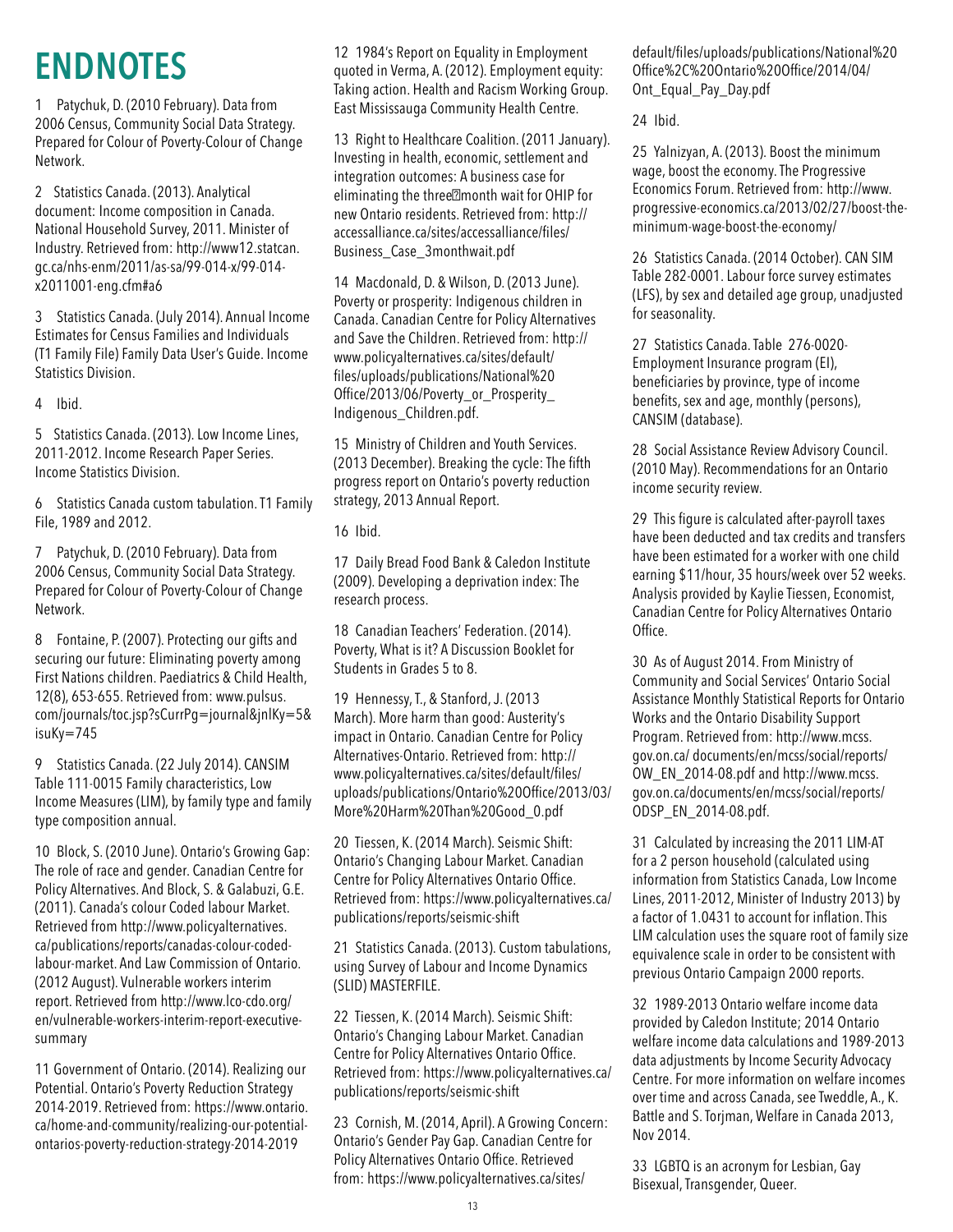# ENDNOTES

1 Patychuk, D. (2010 February). Data from 2006 Census, Community Social Data Strategy. Prepared for Colour of Poverty-Colour of Change Network.

2 Statistics Canada. (2013). Analytical document: Income composition in Canada. National Household Survey, 2011. Minister of Industry. Retrieved from: http://www12.statcan.gc.ca/nhs-enm/2011/as-sa/99-014-x/99-014-x2011001-eng.cfm#a6

3 Statistics Canada. (July 2014). Annual Income Estimates for Census Families and Individuals (T1 Family File) Family Data User's Guide. Income Statistics Division.

4 Ibid.

5 Statistics Canada. (2013). Low Income Lines, 2011-2012. Income Research Paper Series. Income Statistics Division.

6 Statistics Canada custom tabulation. T1 Family File, 1989 and 2012.

7 Patychuk, D. (2010 February). Data from 2006 Census, Community Social Data Strategy. Prepared for Colour of Poverty-Colour of Change Network.

8 Fontaine, P. (2007). Protecting our gifts and securing our future: Eliminating poverty among First Nations children. Paediatrics & Child Health, 12(8), 653-655. Retrieved from: www.pulsus.com/journals/toc.jsp?sCurrPg=journal&jnlKy=5&isuKy=745

9 Statistics Canada. (22 July 2014). CANSIM Table 111-0015 Family characteristics, Low Income Measures (LIM), by family type and family type composition annual.

10 Block, S. (2010 June). Ontario's Growing Gap: The role of race and gender. Canadian Centre for Policy Alternatives. And Block, S. & Galabuzi, G.E. (2011). Canada's colour Coded labour Market. Retrieved from http://www.policyalternatives.ca/publications/reports/canadas-colour-coded-labour-market. And Law Commission of Ontario. (2012 August). Vulnerable workers interim report. Retrieved from http://www.lco-cdo.org/en/vulnerable-workers-interim-report-executive-summary

11 Government of Ontario. (2014). Realizing our Potential. Ontario's Poverty Reduction Strategy 2014-2019. Retrieved from: https://www.ontario.ca/home-and-community/realizing-our-potential-ontarios-poverty-reduction-strategy-2014-2019

12 1984's Report on Equality in Employment quoted in Verma, A. (2012). Employment equity: Taking action. Health and Racism Working Group. East Mississauga Community Health Centre.

13 Right to Healthcare Coalition. (2011 January). Investing in health, economic, settlement and integration outcomes: A business case for eliminating the three-month wait for OHIP for new Ontario residents. Retrieved from: http://accessalliance.ca/sites/accessalliance/files/Business_Case_3monthwait.pdf

14 Macdonald, D. & Wilson, D. (2013 June). Poverty or prosperity: Indigenous children in Canada. Canadian Centre for Policy Alternatives and Save the Children. Retrieved from: http://www.policyalternatives.ca/sites/default/files/uploads/publications/National%20Office/2013/06/Poverty_or_Prosperity_Indigenous_Children.pdf.

15 Ministry of Children and Youth Services. (2013 December). Breaking the cycle: The fifth progress report on Ontario's poverty reduction strategy, 2013 Annual Report.

16 Ibid.

17 Daily Bread Food Bank & Caledon Institute (2009). Developing a deprivation index: The research process.

18 Canadian Teachers' Federation. (2014). Poverty, What is it? A Discussion Booklet for Students in Grades 5 to 8.

19 Hennessy, T., & Stanford, J. (2013 March). More harm than good: Austerity's impact in Ontario. Canadian Centre for Policy Alternatives-Ontario. Retrieved from: http://www.policyalternatives.ca/sites/default/files/uploads/publications/Ontario%20Office/2013/03/More%20Harm%20Than%20Good_0.pdf

20 Tiessen, K. (2014 March). Seismic Shift: Ontario's Changing Labour Market. Canadian Centre for Policy Alternatives Ontario Office. Retrieved from: https://www.policyalternatives.ca/publications/reports/seismic-shift

21 Statistics Canada. (2013). Custom tabulations, using Survey of Labour and Income Dynamics (SLID) MASTERFILE.

22 Tiessen, K. (2014 March). Seismic Shift: Ontario's Changing Labour Market. Canadian Centre for Policy Alternatives Ontario Office. Retrieved from: https://www.policyalternatives.ca/publications/reports/seismic-shift

23 Cornish, M. (2014, April). A Growing Concern: Ontario's Gender Pay Gap. Canadian Centre for Policy Alternatives Ontario Office. Retrieved from: https://www.policyalternatives.ca/sites/default/files/uploads/publications/National%20Office%2C%20Ontario%20Office/2014/04/Ont_Equal_Pay_Day.pdf

24 Ibid.

25 Yalnizyan, A. (2013). Boost the minimum wage, boost the economy. The Progressive Economics Forum. Retrieved from: http://www.progressive-economics.ca/2013/02/27/boost-the-minimum-wage-boost-the-economy/

26 Statistics Canada. (2014 October). CAN SIM Table 282-0001. Labour force survey estimates (LFS), by sex and detailed age group, unadjusted for seasonality.

27 Statistics Canada. Table 276-0020- Employment Insurance program (EI), beneficiaries by province, type of income benefits, sex and age, monthly (persons), CANSIM (database).

28 Social Assistance Review Advisory Council. (2010 May). Recommendations for an Ontario income security review.

29 This figure is calculated after-payroll taxes have been deducted and tax credits and transfers have been estimated for a worker with one child earning $11/hour, 35 hours/week over 52 weeks. Analysis provided by Kaylie Tiessen, Economist, Canadian Centre for Policy Alternatives Ontario Office.

30 As of August 2014. From Ministry of Community and Social Services' Ontario Social Assistance Monthly Statistical Reports for Ontario Works and the Ontario Disability Support Program. Retrieved from: http://www.mcss.gov.on.ca/ documents/en/mcss/social/reports/OW_EN_2014-08.pdf and http://www.mcss.gov.on.ca/documents/en/mcss/social/reports/ODSP_EN_2014-08.pdf.

31 Calculated by increasing the 2011 LIM-AT for a 2 person household (calculated using information from Statistics Canada, Low Income Lines, 2011-2012, Minister of Industry 2013) by a factor of 1.0431 to account for inflation. This LIM calculation uses the square root of family size equivalence scale in order to be consistent with previous Ontario Campaign 2000 reports.

32 1989-2013 Ontario welfare income data provided by Caledon Institute; 2014 Ontario welfare income data calculations and 1989-2013 data adjustments by Income Security Advocacy Centre. For more information on welfare incomes over time and across Canada, see Tweddle, A., K. Battle and S. Torjman, Welfare in Canada 2013, Nov 2014.

33 LGBTQ is an acronym for Lesbian, Gay Bisexual, Transgender, Queer.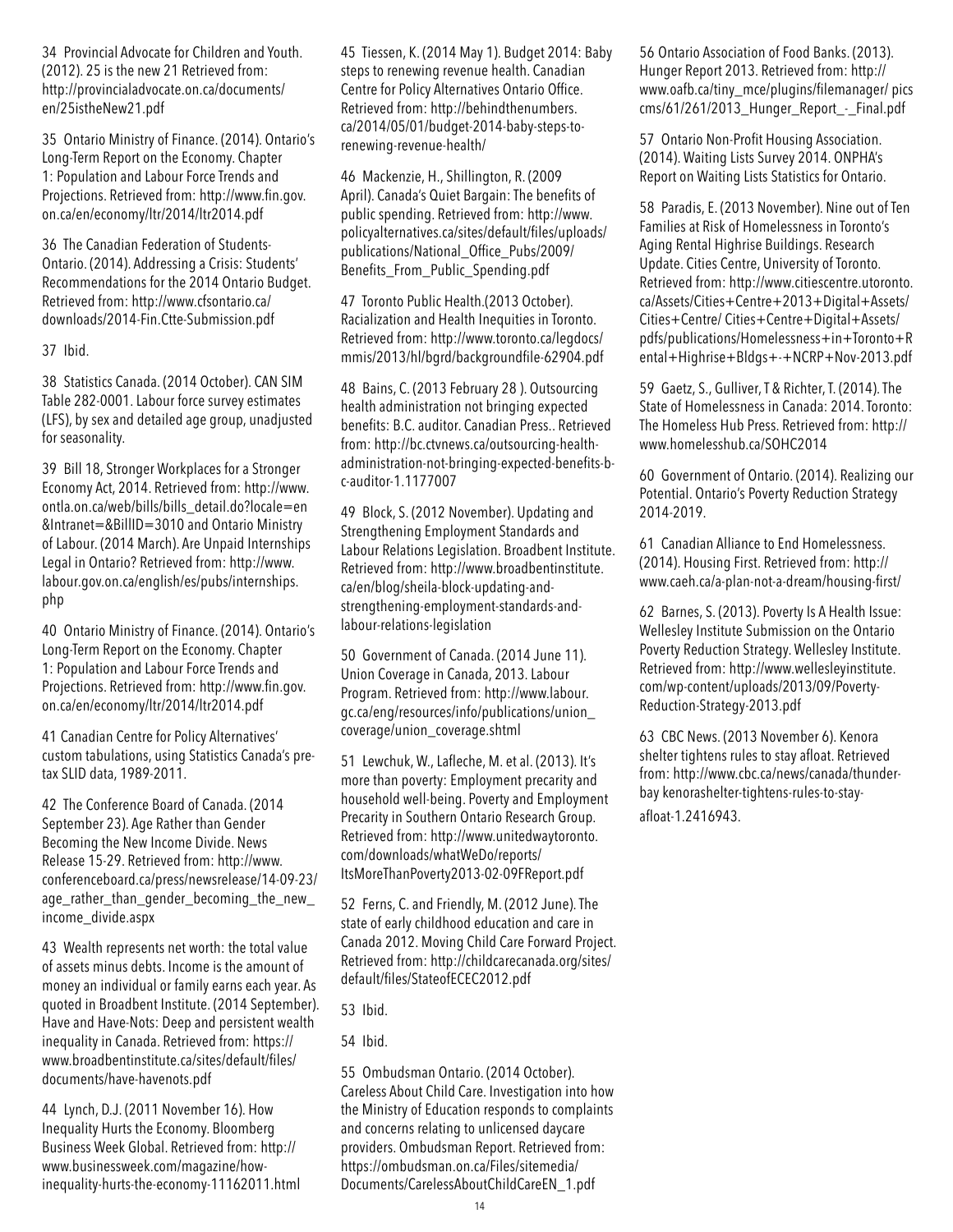34 Provincial Advocate for Children and Youth. (2012). 25 is the new 21 Retrieved from: http://provincialadvocate.on.ca/documents/en/25istheNew21.pdf

35 Ontario Ministry of Finance. (2014). Ontario's Long-Term Report on the Economy. Chapter 1: Population and Labour Force Trends and Projections. Retrieved from: http://www.fin.gov.on.ca/en/economy/ltr/2014/ltr2014.pdf

36 The Canadian Federation of Students-Ontario. (2014). Addressing a Crisis: Students' Recommendations for the 2014 Ontario Budget. Retrieved from: http://www.cfsontario.ca/downloads/2014-Fin.Ctte-Submission.pdf

37 Ibid.

38 Statistics Canada. (2014 October). CAN SIM Table 282-0001. Labour force survey estimates (LFS), by sex and detailed age group, unadjusted for seasonality.

39 Bill 18, Stronger Workplaces for a Stronger Economy Act, 2014. Retrieved from: http://www.ontla.on.ca/web/bills/bills_detail.do?locale=en&Intranet=&BillID=3010 and Ontario Ministry of Labour. (2014 March). Are Unpaid Internships Legal in Ontario? Retrieved from: http://www.labour.gov.on.ca/english/es/pubs/internships.php

40 Ontario Ministry of Finance. (2014). Ontario's Long-Term Report on the Economy. Chapter 1: Population and Labour Force Trends and Projections. Retrieved from: http://www.fin.gov.on.ca/en/economy/ltr/2014/ltr2014.pdf

41 Canadian Centre for Policy Alternatives' custom tabulations, using Statistics Canada's pre-tax SLID data, 1989-2011.

42 The Conference Board of Canada. (2014 September 23). Age Rather than Gender Becoming the New Income Divide. News Release 15-29. Retrieved from: http://www.conferenceboard.ca/press/newsrelease/14-09-23/age_rather_than_gender_becoming_the_new_income_divide.aspx

43 Wealth represents net worth: the total value of assets minus debts. Income is the amount of money an individual or family earns each year. As quoted in Broadbent Institute. (2014 September). Have and Have-Nots: Deep and persistent wealth inequality in Canada. Retrieved from: https://www.broadbentinstitute.ca/sites/default/files/documents/have-havenots.pdf

44 Lynch, D.J. (2011 November 16). How Inequality Hurts the Economy. Bloomberg Business Week Global. Retrieved from: http://www.businessweek.com/magazine/how-inequality-hurts-the-economy-11162011.html

45 Tiessen, K. (2014 May 1). Budget 2014: Baby steps to renewing revenue health. Canadian Centre for Policy Alternatives Ontario Office. Retrieved from: http://behindthenumbers.ca/2014/05/01/budget-2014-baby-steps-to-renewing-revenue-health/

46 Mackenzie, H., Shillington, R. (2009 April). Canada's Quiet Bargain: The benefits of public spending. Retrieved from: http://www.policyalternatives.ca/sites/default/files/uploads/publications/National_Office_Pubs/2009/Benefits_From_Public_Spending.pdf

47 Toronto Public Health.(2013 October). Racialization and Health Inequities in Toronto. Retrieved from: http://www.toronto.ca/legdocs/mmis/2013/hl/bgrd/backgroundfile-62904.pdf

48 Bains, C. (2013 February 28 ). Outsourcing health administration not bringing expected benefits: B.C. auditor. Canadian Press.. Retrieved from: http://bc.ctvnews.ca/outsourcing-health-administration-not-bringing-expected-benefits-b-c-auditor-1.1177007

49 Block, S. (2012 November). Updating and Strengthening Employment Standards and Labour Relations Legislation. Broadbent Institute. Retrieved from: http://www.broadbentinstitute.ca/en/blog/sheila-block-updating-and-strengthening-employment-standards-and-labour-relations-legislation

50 Government of Canada. (2014 June 11). Union Coverage in Canada, 2013. Labour Program. Retrieved from: http://www.labour.gc.ca/eng/resources/info/publications/union_coverage/union_coverage.shtml

51 Lewchuk, W., Lafleche, M. et al. (2013). It's more than poverty: Employment precarity and household well-being. Poverty and Employment Precarity in Southern Ontario Research Group. Retrieved from: http://www.unitedwaytoronto.com/downloads/whatWeDo/reports/ItsMoreThanPoverty2013-02-09FReport.pdf

52 Ferns, C. and Friendly, M. (2012 June). The state of early childhood education and care in Canada 2012. Moving Child Care Forward Project. Retrieved from: http://childcarecanada.org/sites/default/files/StateofECEC2012.pdf

53 Ibid.

54 Ibid.

55 Ombudsman Ontario. (2014 October). Careless About Child Care. Investigation into how the Ministry of Education responds to complaints and concerns relating to unlicensed daycare providers. Ombudsman Report. Retrieved from: https://ombudsman.on.ca/Files/sitemedia/Documents/CarelessAboutChildCareEN_1.pdf

56 Ontario Association of Food Banks. (2013). Hunger Report 2013. Retrieved from: http://www.oafb.ca/tiny_mce/plugins/filemanager/ pics cms/61/261/2013_Hunger_Report_-_Final.pdf

57 Ontario Non-Profit Housing Association. (2014). Waiting Lists Survey 2014. ONPHA's Report on Waiting Lists Statistics for Ontario.

58 Paradis, E. (2013 November). Nine out of Ten Families at Risk of Homelessness in Toronto's Aging Rental Highrise Buildings. Research Update. Cities Centre, University of Toronto. Retrieved from: http://www.citiescentre.utoronto.ca/Assets/Cities+Centre+2013+Digital+Assets/Cities+Centre/ Cities+Centre+Digital+Assets/pdfs/publications/Homelessness+in+Toronto+Rental+Highrise+Bldgs+-+NCRP+Nov-2013.pdf

59 Gaetz, S., Gulliver, T & Richter, T. (2014). The State of Homelessness in Canada: 2014. Toronto: The Homeless Hub Press. Retrieved from: http://www.homelesshub.ca/SOHC2014

60 Government of Ontario. (2014). Realizing our Potential. Ontario's Poverty Reduction Strategy 2014-2019.

61 Canadian Alliance to End Homelessness. (2014). Housing First. Retrieved from: http://www.caeh.ca/a-plan-not-a-dream/housing-first/

62 Barnes, S. (2013). Poverty Is A Health Issue: Wellesley Institute Submission on the Ontario Poverty Reduction Strategy. Wellesley Institute. Retrieved from: http://www.wellesleyinstitute.com/wp-content/uploads/2013/09/Poverty-Reduction-Strategy-2013.pdf

63 CBC News. (2013 November 6). Kenora shelter tightens rules to stay afloat. Retrieved from: http://www.cbc.ca/news/canada/thunder-bay kenorashelter-tightens-rules-to-stay-afloat-1.2416943.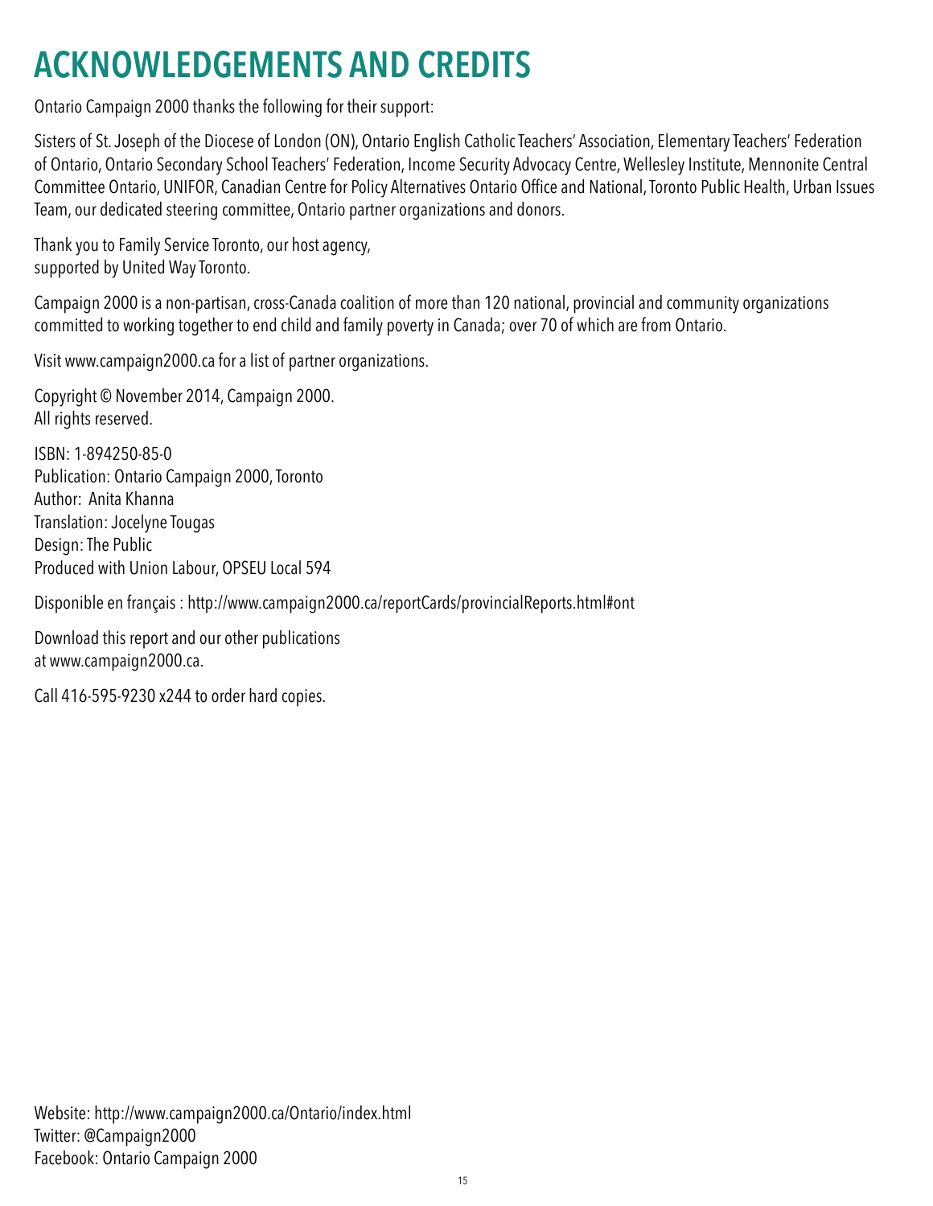# ACKNOWLEDGEMENTS AND CREDITS

Ontario Campaign 2000 thanks the following for their support:

Sisters of St. Joseph of the Diocese of London (ON), Ontario English Catholic Teachers' Association, Elementary Teachers' Federation of Ontario, Ontario Secondary School Teachers' Federation, Income Security Advocacy Centre, Wellesley Institute, Mennonite Central Committee Ontario, UNIFOR, Canadian Centre for Policy Alternatives Ontario Office and National, Toronto Public Health, Urban Issues Team, our dedicated steering committee, Ontario partner organizations and donors.

Thank you to Family Service Toronto, our host agency, supported by United Way Toronto.

Campaign 2000 is a non-partisan, cross-Canada coalition of more than 120 national, provincial and community organizations committed to working together to end child and family poverty in Canada; over 70 of which are from Ontario.

Visit www.campaign2000.ca for a list of partner organizations.

Copyright © November 2014, Campaign 2000.
All rights reserved.

ISBN: 1-894250-85-0
Publication: Ontario Campaign 2000, Toronto
Author: Anita Khanna
Translation: Jocelyne Tougas
Design: The Public
Produced with Union Labour, OPSEU Local 594

Disponible en français : http://www.campaign2000.ca/reportCards/provincialReports.html#ont

Download this report and our other publications at www.campaign2000.ca.

Call 416-595-9230 x244 to order hard copies.

Website: http://www.campaign2000.ca/Ontario/index.html
Twitter: @Campaign2000
Facebook: Ontario Campaign 2000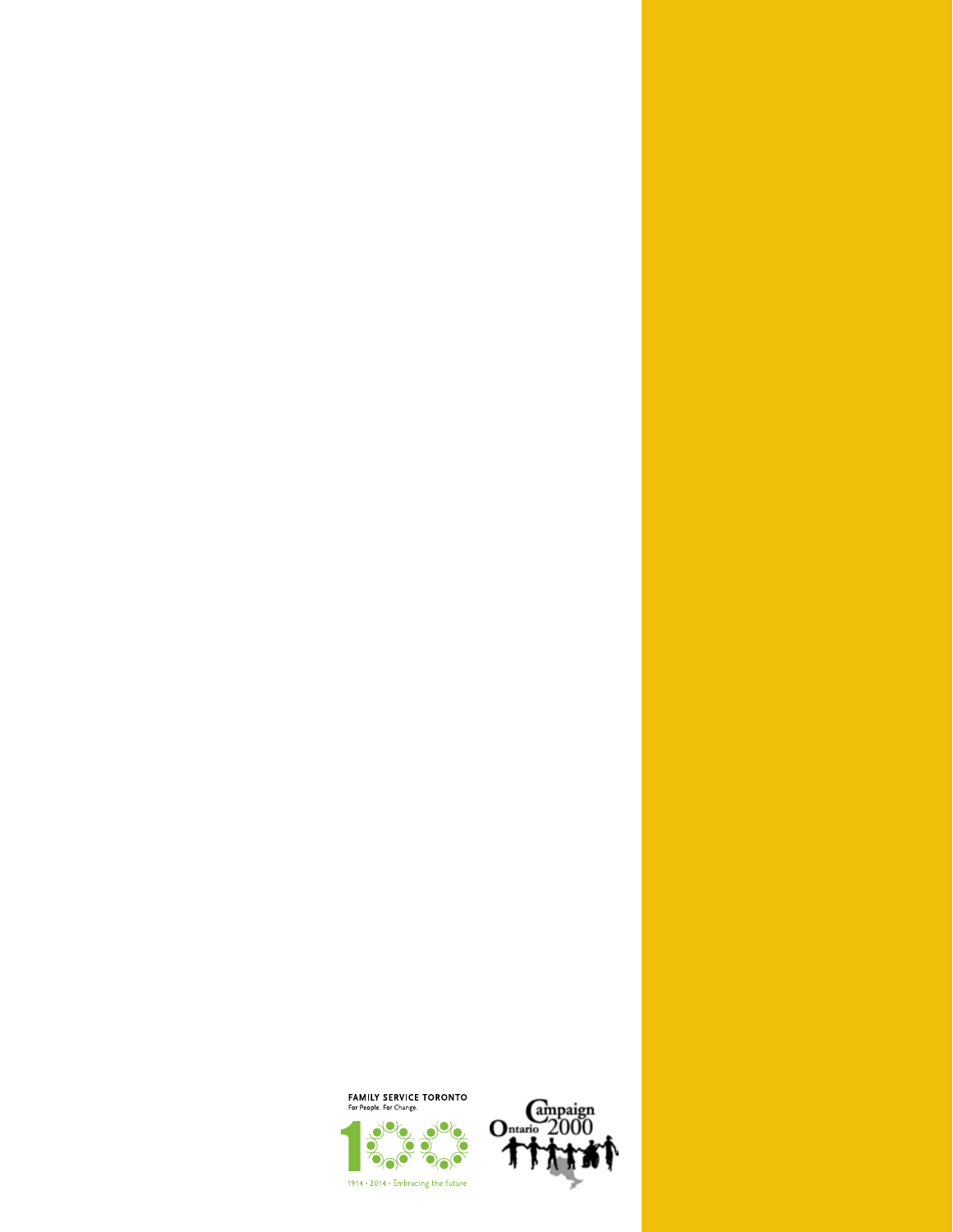FAMILY SERVICE TORONTO
For People. For Change.

1914 • 2014 • Embracing the future

Campaign 2000
Ontario